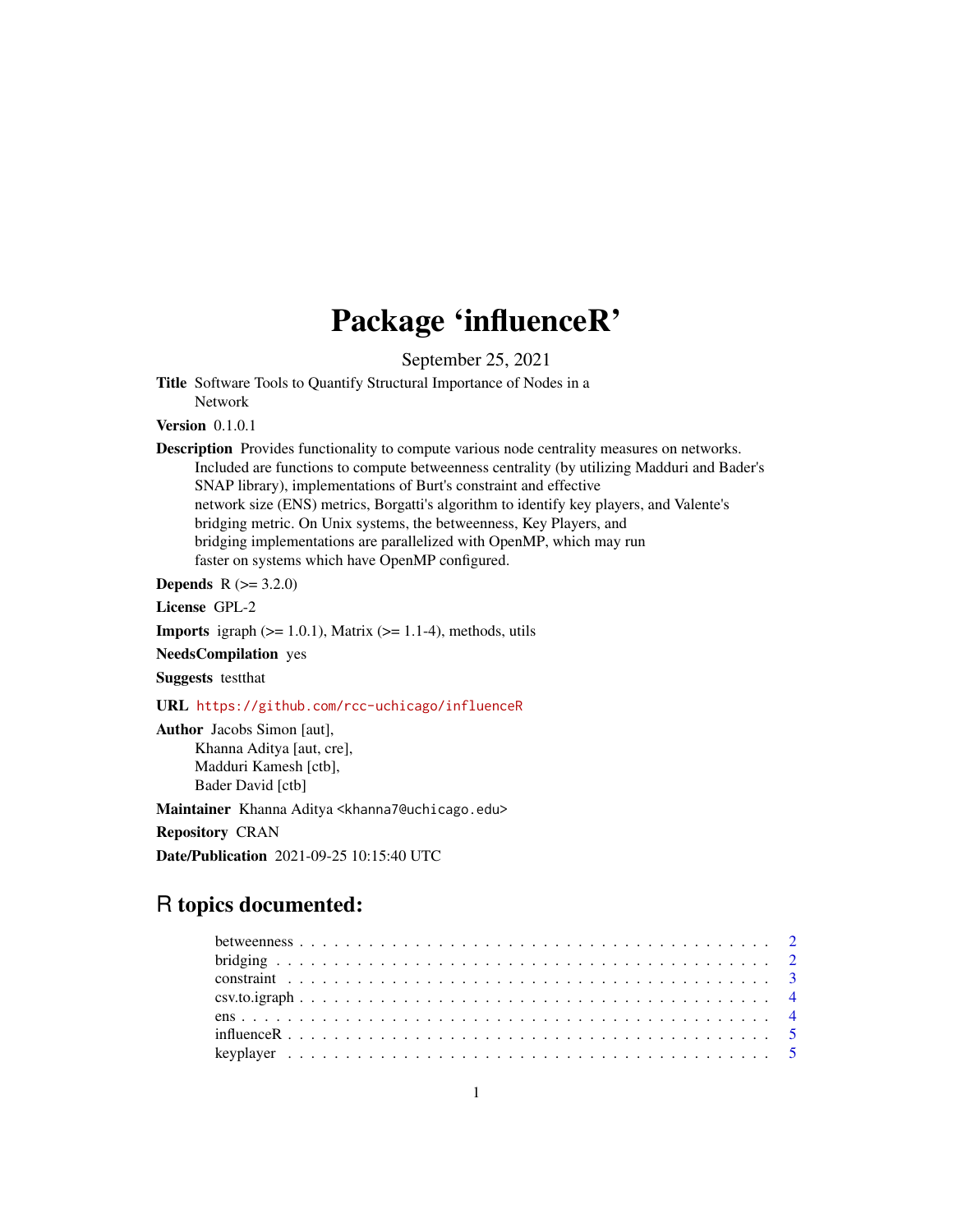# Package 'influenceR'

September 25, 2021

**Title** Software Tools to Quantify Structural Importance of Nodes in a Network

**Version** 0.1.0.1

**Description** Provides functionality to compute various node centrality measures on networks. Included are functions to compute betweenness centrality (by utilizing Madduri and Bader's SNAP library), implementations of Burt's constraint and effective network size (ENS) metrics, Borgatti's algorithm to identify key players, and Valente's bridging metric. On Unix systems, the betweenness, Key Players, and bridging implementations are parallelized with OpenMP, which may run faster on systems which have OpenMP configured.

**Depends** R (>= 3.2.0)

**License** GPL-2

**Imports** igraph (>= 1.0.1), Matrix (>= 1.1-4), methods, utils

**NeedsCompilation** yes

**Suggests** testthat

**URL** https://github.com/rcc-uchicago/influenceR

**Author** Jacobs Simon [aut],
Khanna Aditya [aut, cre],
Madduri Kamesh [ctb],
Bader David [ctb]

**Maintainer** Khanna Aditya <khanna7@uchicago.edu>

**Repository** CRAN

**Date/Publication** 2021-09-25 10:15:40 UTC

## R topics documented:

- betweenness . . . . . . . . . . 2
- bridging . . . . . . . . . . 2
- constraint . . . . . . . . . . 3
- csv.to.igraph . . . . . . . . . . 4
- ens . . . . . . . . . . 4
- influenceR . . . . . . . . . . 5
- keyplayer . . . . . . . . . . 5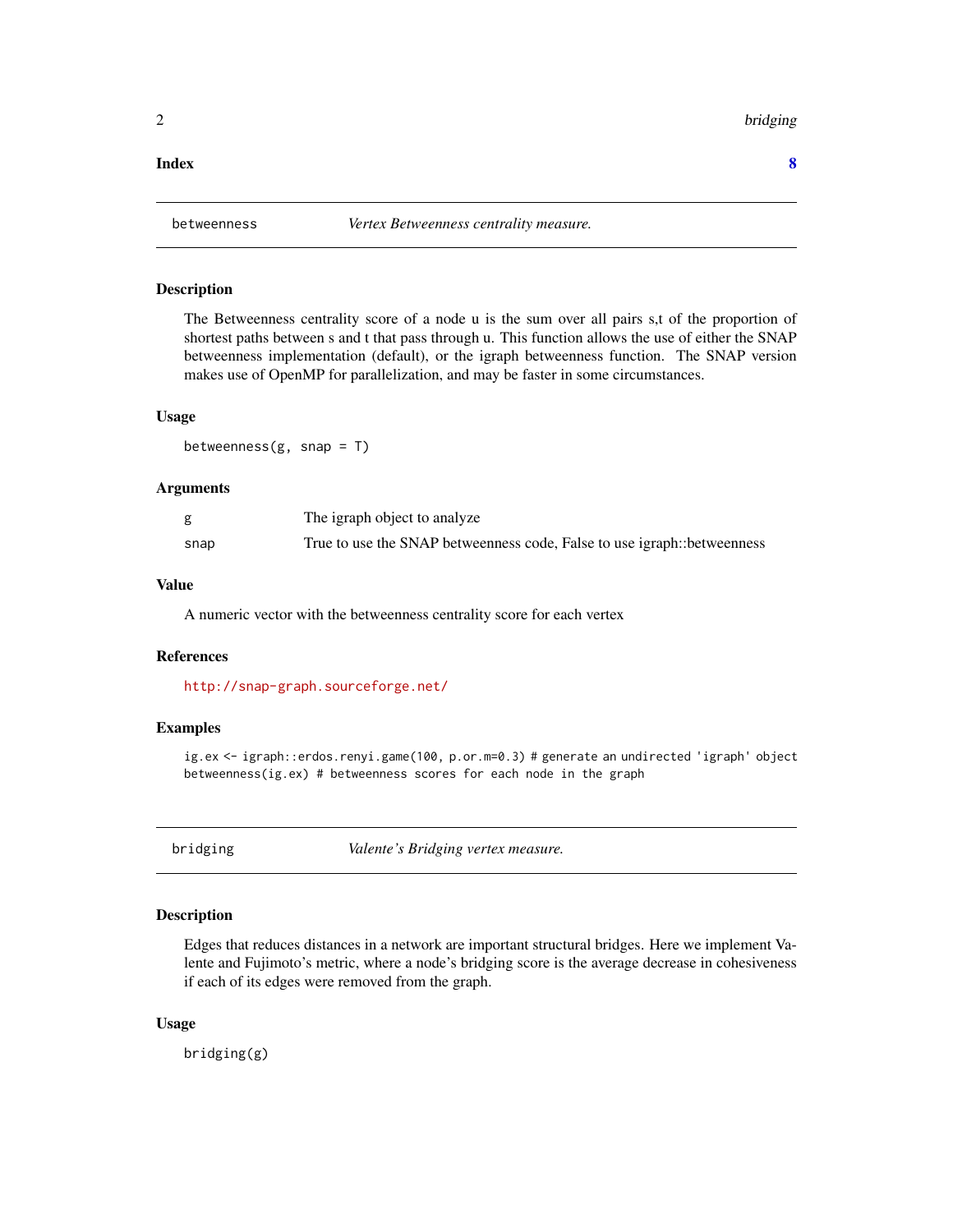**Index** 8

## betweenness — *Vertex Betweenness centrality measure.*

### Description

The Betweenness centrality score of a node u is the sum over all pairs s,t of the proportion of shortest paths between s and t that pass through u. This function allows the use of either the SNAP betweenness implementation (default), or the igraph betweenness function. The SNAP version makes use of OpenMP for parallelization, and may be faster in some circumstances.

### Usage

```
betweenness(g, snap = T)
```

### Arguments

| | |
|---|---|
| g | The igraph object to analyze |
| snap | True to use the SNAP betweenness code, False to use igraph::betweenness |

### Value

A numeric vector with the betweenness centrality score for each vertex

### References

http://snap-graph.sourceforge.net/

### Examples

```
ig.ex <- igraph::erdos.renyi.game(100, p.or.m=0.3) # generate an undirected 'igraph' object
betweenness(ig.ex) # betweenness scores for each node in the graph
```

## bridging — *Valente's Bridging vertex measure.*

### Description

Edges that reduces distances in a network are important structural bridges. Here we implement Valente and Fujimoto's metric, where a node's bridging score is the average decrease in cohesiveness if each of its edges were removed from the graph.

### Usage

```
bridging(g)
```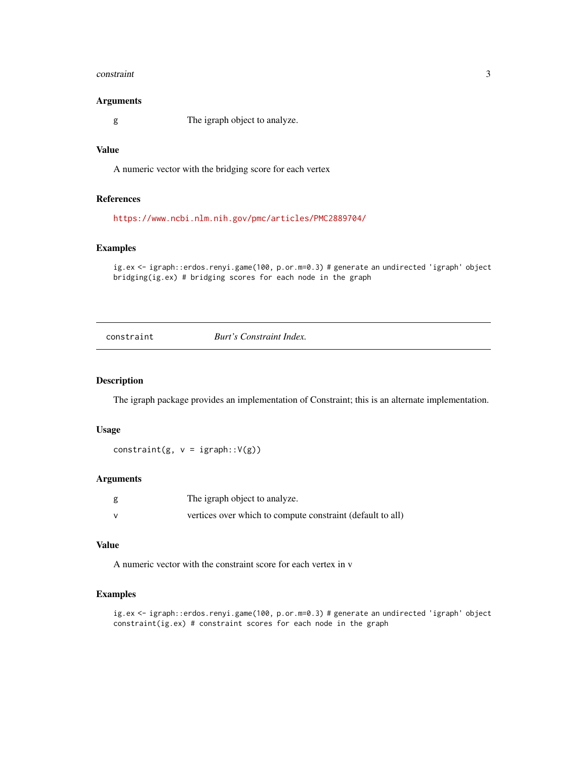### Arguments

| | |
|---|---|
| g | The igraph object to analyze. |

### Value

A numeric vector with the bridging score for each vertex

### References

https://www.ncbi.nlm.nih.gov/pmc/articles/PMC2889704/

### Examples

```
ig.ex <- igraph::erdos.renyi.game(100, p.or.m=0.3) # generate an undirected 'igraph' object
bridging(ig.ex) # bridging scores for each node in the graph
```

---

## constraint — *Burt's Constraint Index.*

---

### Description

The igraph package provides an implementation of Constraint; this is an alternate implementation.

### Usage

```
constraint(g, v = igraph::V(g))
```

### Arguments

| | |
|---|---|
| g | The igraph object to analyze. |
| v | vertices over which to compute constraint (default to all) |

### Value

A numeric vector with the constraint score for each vertex in v

### Examples

```
ig.ex <- igraph::erdos.renyi.game(100, p.or.m=0.3) # generate an undirected 'igraph' object
constraint(ig.ex) # constraint scores for each node in the graph
```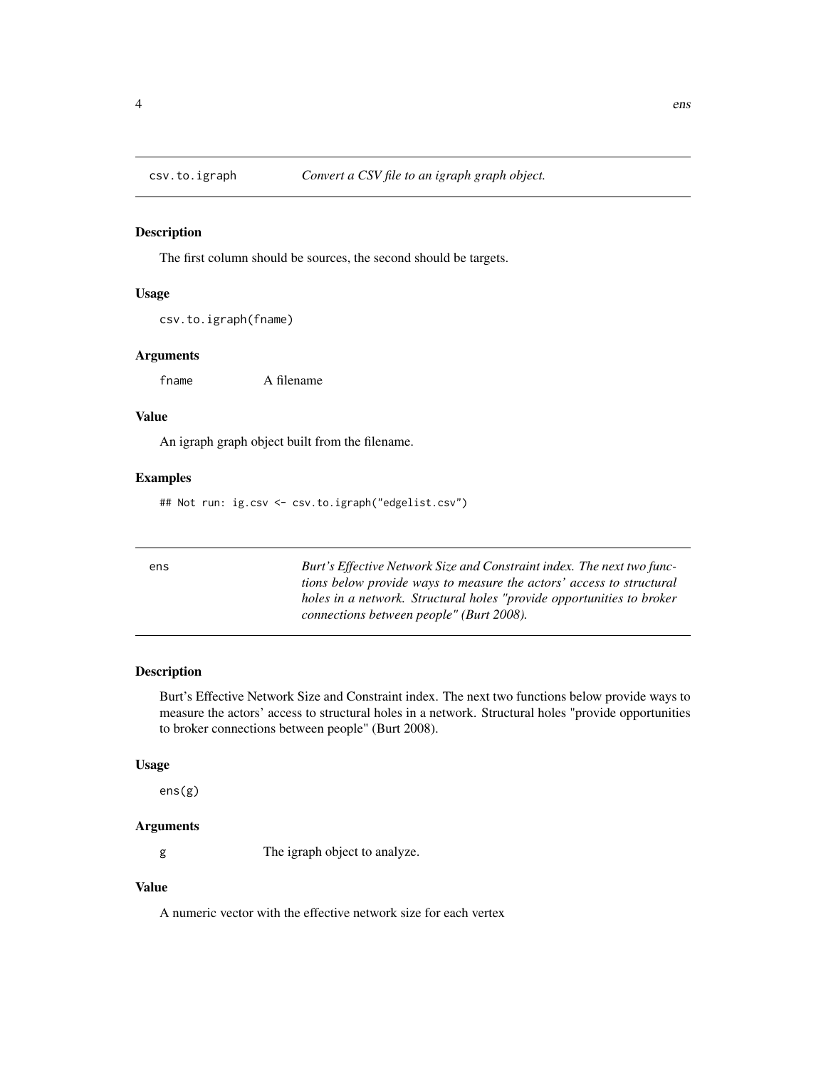## csv.to.igraph — *Convert a CSV file to an igraph graph object.*

### Description

The first column should be sources, the second should be targets.

### Usage

```
csv.to.igraph(fname)
```

### Arguments

| | |
|---|---|
| fname | A filename |

### Value

An igraph graph object built from the filename.

### Examples

```
## Not run: ig.csv <- csv.to.igraph("edgelist.csv")
```

## ens — *Burt's Effective Network Size and Constraint index. The next two functions below provide ways to measure the actors' access to structural holes in a network. Structural holes "provide opportunities to broker connections between people" (Burt 2008).*

### Description

Burt's Effective Network Size and Constraint index. The next two functions below provide ways to measure the actors' access to structural holes in a network. Structural holes "provide opportunities to broker connections between people" (Burt 2008).

### Usage

```
ens(g)
```

### Arguments

| | |
|---|---|
| g | The igraph object to analyze. |

### Value

A numeric vector with the effective network size for each vertex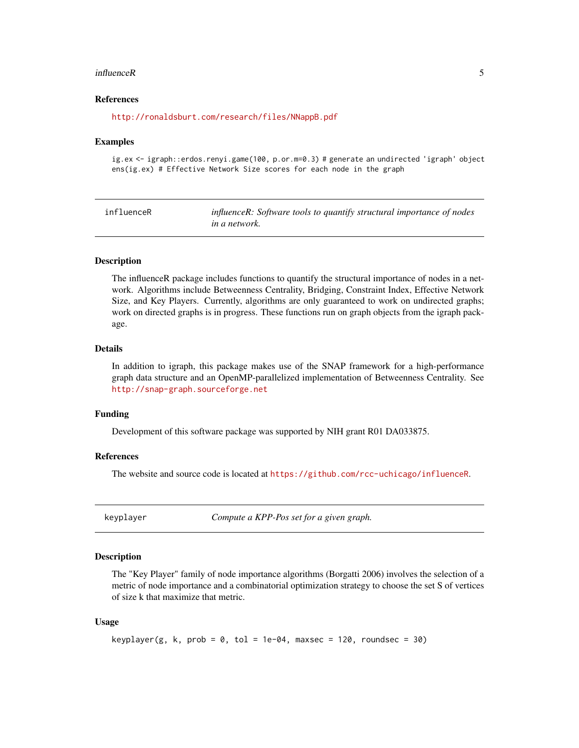### References

http://ronaldsburt.com/research/files/NNappB.pdf

### Examples

```
ig.ex <- igraph::erdos.renyi.game(100, p.or.m=0.3) # generate an undirected 'igraph' object
ens(ig.ex) # Effective Network Size scores for each node in the graph
```

---

## influenceR — *influenceR: Software tools to quantify structural importance of nodes in a network.*

---

### Description

The influenceR package includes functions to quantify the structural importance of nodes in a network. Algorithms include Betweenness Centrality, Bridging, Constraint Index, Effective Network Size, and Key Players. Currently, algorithms are only guaranteed to work on undirected graphs; work on directed graphs is in progress. These functions run on graph objects from the igraph package.

### Details

In addition to igraph, this package makes use of the SNAP framework for a high-performance graph data structure and an OpenMP-parallelized implementation of Betweenness Centrality. See http://snap-graph.sourceforge.net

### Funding

Development of this software package was supported by NIH grant R01 DA033875.

### References

The website and source code is located at https://github.com/rcc-uchicago/influenceR.

---

## keyplayer — *Compute a KPP-Pos set for a given graph.*

---

### Description

The "Key Player" family of node importance algorithms (Borgatti 2006) involves the selection of a metric of node importance and a combinatorial optimization strategy to choose the set S of vertices of size k that maximize that metric.

### Usage

```
keyplayer(g, k, prob = 0, tol = 1e-04, maxsec = 120, roundsec = 30)
```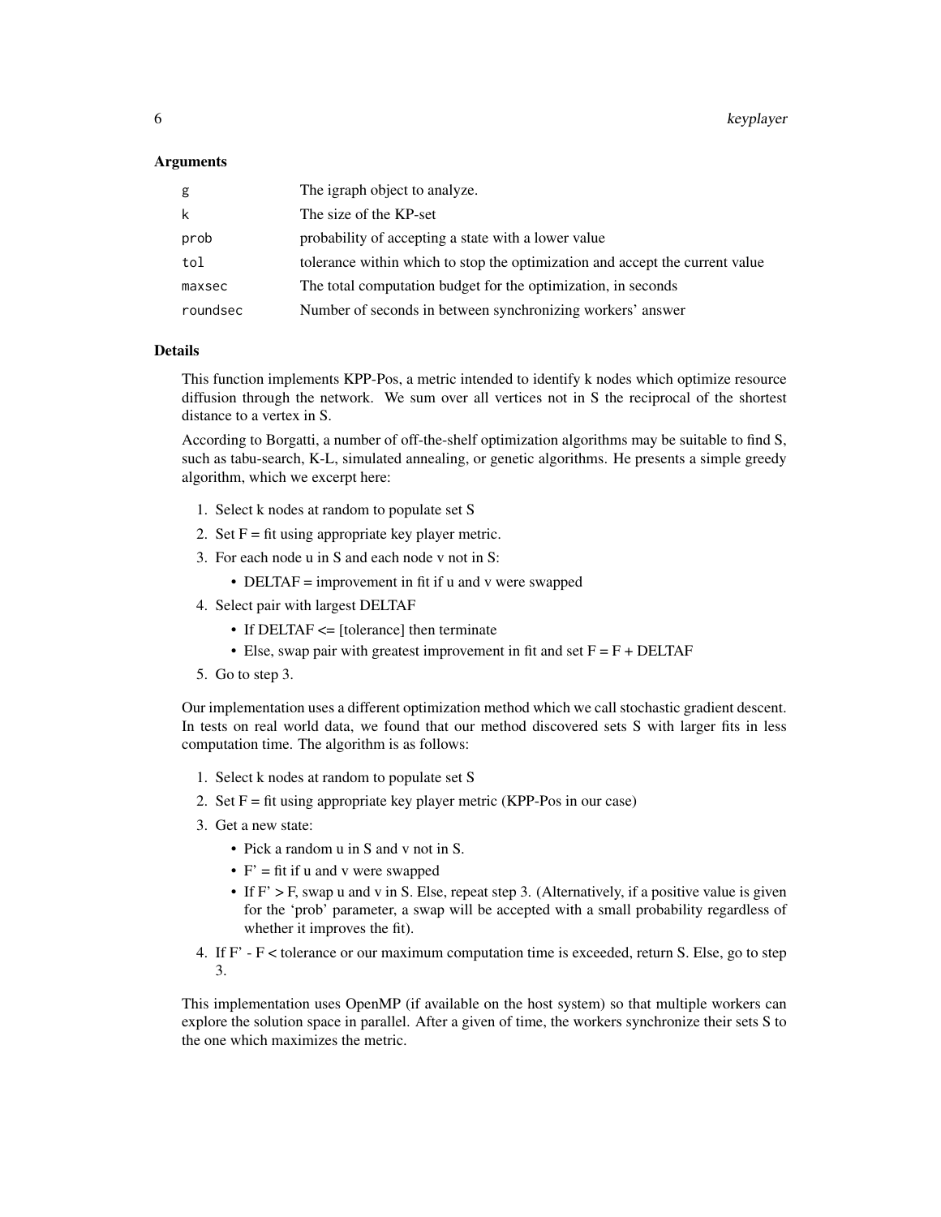### Arguments

| | |
|---|---|
| `g` | The igraph object to analyze. |
| `k` | The size of the KP-set |
| `prob` | probability of accepting a state with a lower value |
| `tol` | tolerance within which to stop the optimization and accept the current value |
| `maxsec` | The total computation budget for the optimization, in seconds |
| `roundsec` | Number of seconds in between synchronizing workers' answer |

### Details

This function implements KPP-Pos, a metric intended to identify k nodes which optimize resource diffusion through the network. We sum over all vertices not in S the reciprocal of the shortest distance to a vertex in S.

According to Borgatti, a number of off-the-shelf optimization algorithms may be suitable to find S, such as tabu-search, K-L, simulated annealing, or genetic algorithms. He presents a simple greedy algorithm, which we excerpt here:

1. Select k nodes at random to populate set S
2. Set F = fit using appropriate key player metric.
3. For each node u in S and each node v not in S:
   - DELTAF = improvement in fit if u and v were swapped
4. Select pair with largest DELTAF
   - If DELTAF <= [tolerance] then terminate
   - Else, swap pair with greatest improvement in fit and set F = F + DELTAF
5. Go to step 3.

Our implementation uses a different optimization method which we call stochastic gradient descent. In tests on real world data, we found that our method discovered sets S with larger fits in less computation time. The algorithm is as follows:

1. Select k nodes at random to populate set S
2. Set F = fit using appropriate key player metric (KPP-Pos in our case)
3. Get a new state:
   - Pick a random u in S and v not in S.
   - F' = fit if u and v were swapped
   - If F' > F, swap u and v in S. Else, repeat step 3. (Alternatively, if a positive value is given for the 'prob' parameter, a swap will be accepted with a small probability regardless of whether it improves the fit).
4. If F' - F < tolerance or our maximum computation time is exceeded, return S. Else, go to step 3.

This implementation uses OpenMP (if available on the host system) so that multiple workers can explore the solution space in parallel. After a given of time, the workers synchronize their sets S to the one which maximizes the metric.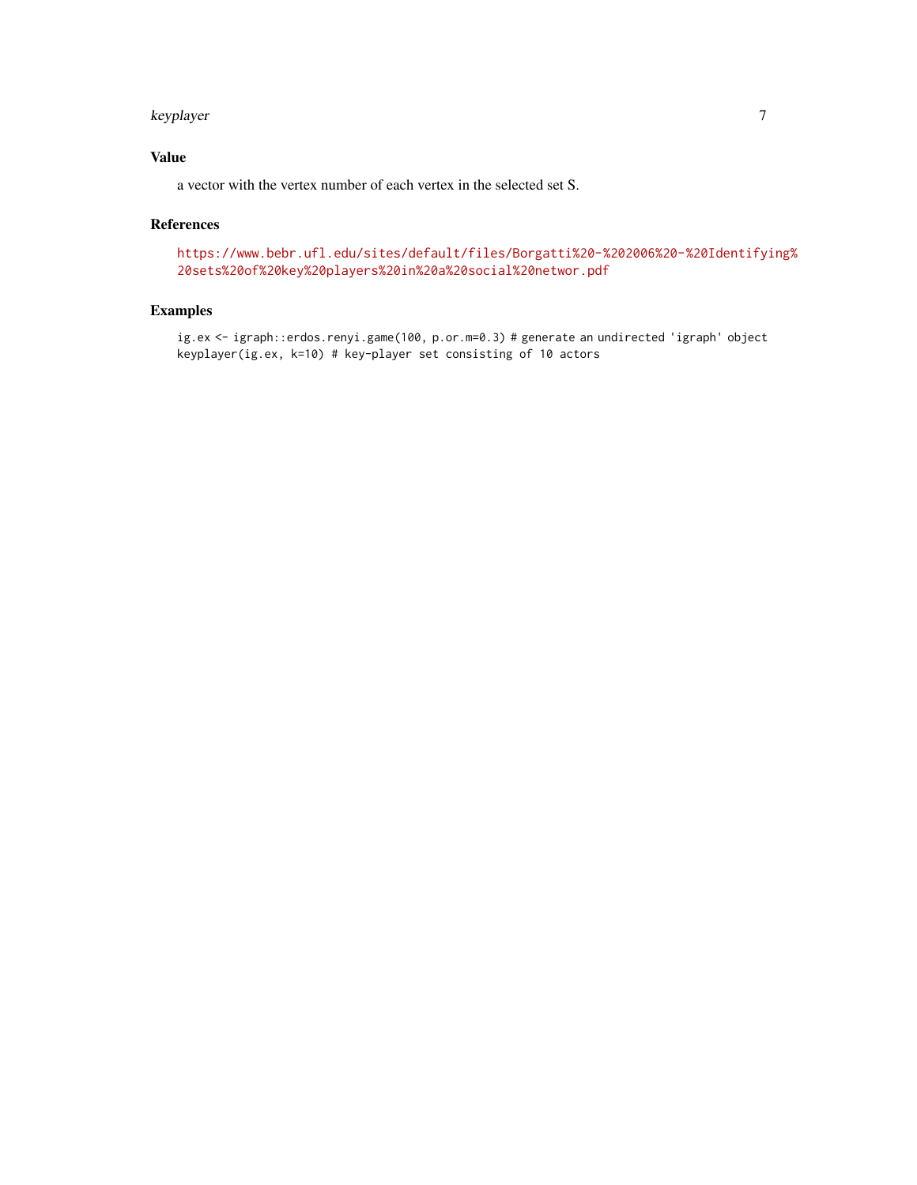## Value

a vector with the vertex number of each vertex in the selected set S.

## References

https://www.bebr.ufl.edu/sites/default/files/Borgatti%20-%202006%20-%20Identifying%20sets%20of%20key%20players%20in%20a%20social%20networ.pdf

## Examples

```
ig.ex <- igraph::erdos.renyi.game(100, p.or.m=0.3) # generate an undirected 'igraph' object
keyplayer(ig.ex, k=10) # key-player set consisting of 10 actors
```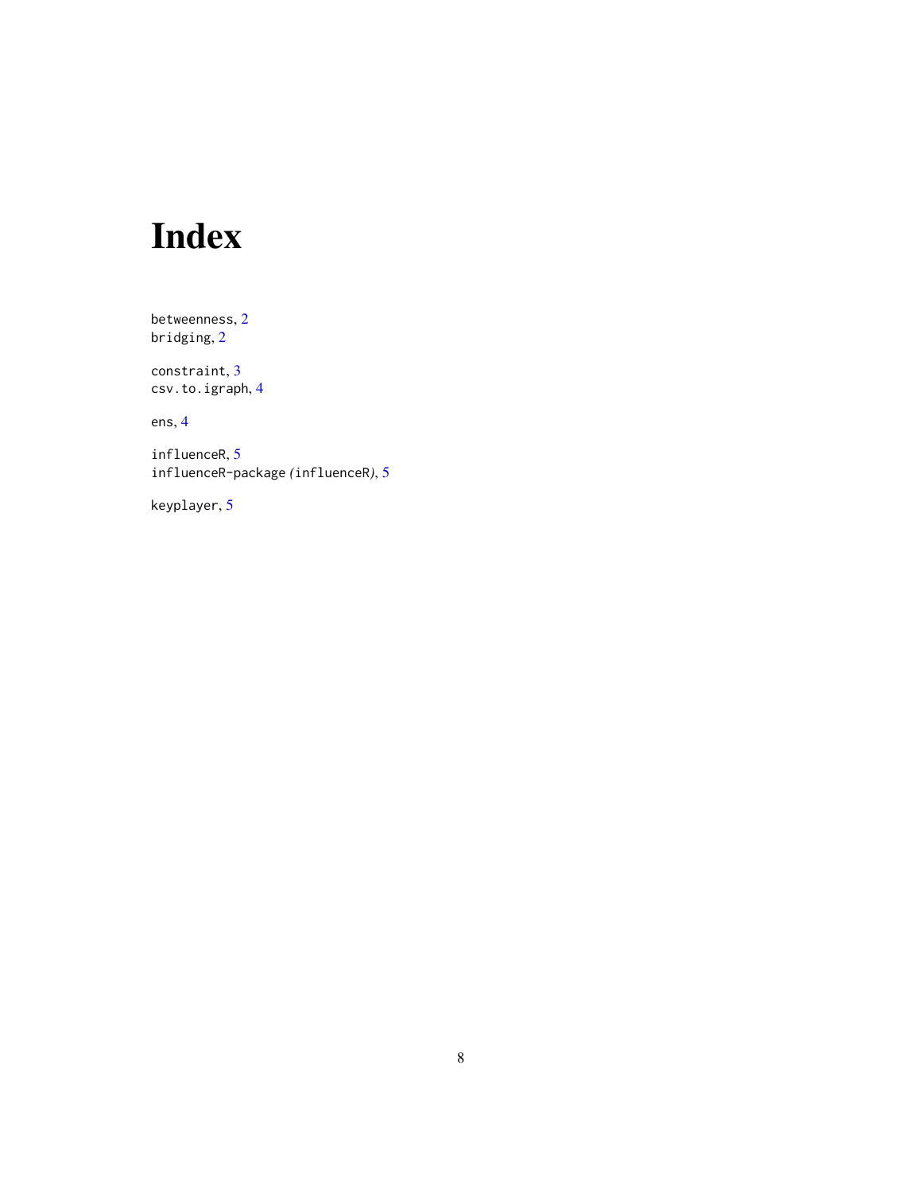# Index

betweenness, 2
bridging, 2

constraint, 3
csv.to.igraph, 4

ens, 4

influenceR, 5
influenceR-package *(*influenceR*)*, 5

keyplayer, 5